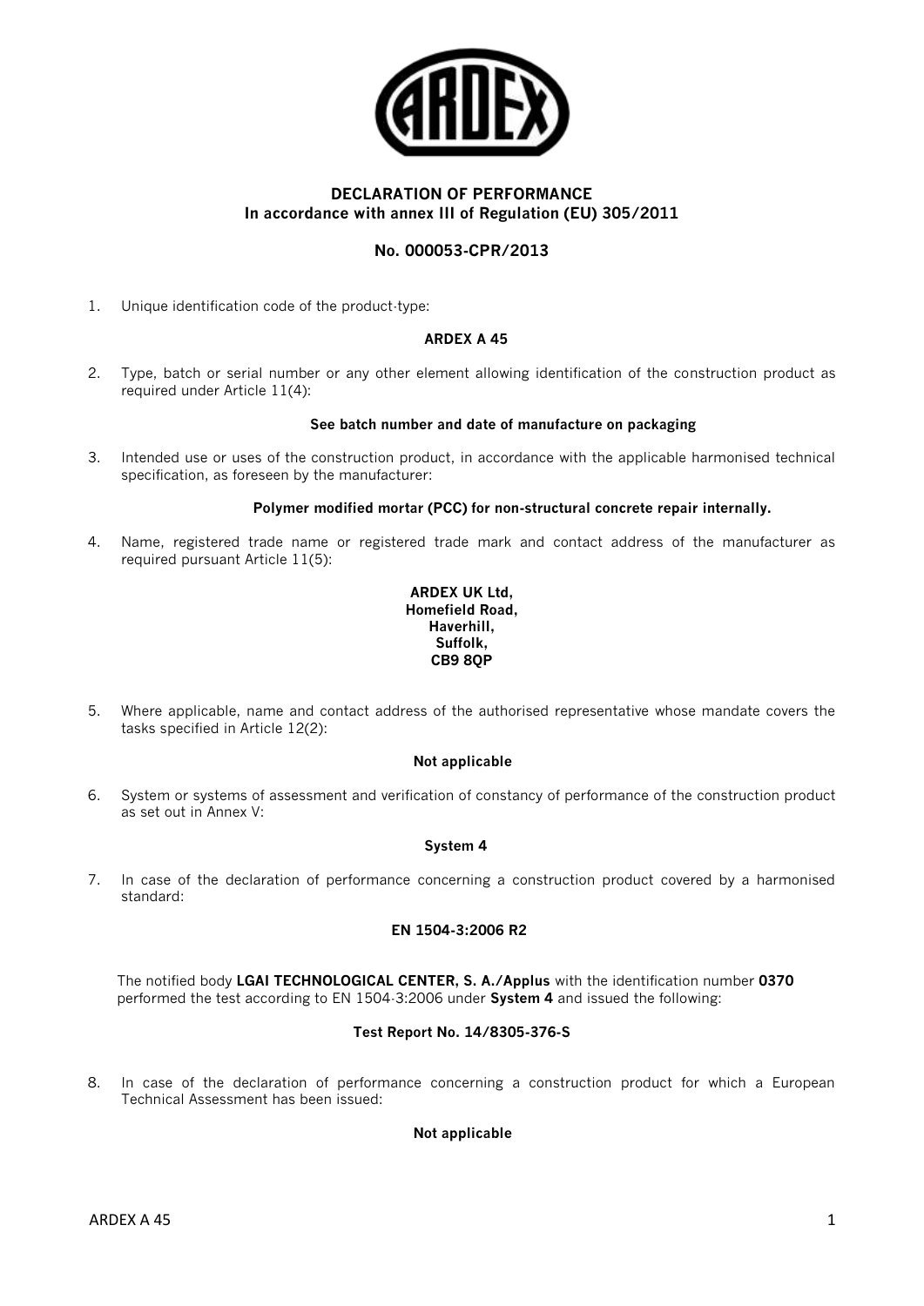# DECLARATION OF PERFORMANCE
## In accordance with annex III of Regulation (EU) 305/2011

## No. 000053-CPR/2013

1. Unique identification code of the product-type:

   **ARDEX A 45**

2. Type, batch or serial number or any other element allowing identification of the construction product as required under Article 11(4):

   **See batch number and date of manufacture on packaging**

3. Intended use or uses of the construction product, in accordance with the applicable harmonised technical specification, as foreseen by the manufacturer:

   **Polymer modified mortar (PCC) for non-structural concrete repair internally.**

4. Name, registered trade name or registered trade mark and contact address of the manufacturer as required pursuant Article 11(5):

   **ARDEX UK Ltd,**
   **Homefield Road,**
   **Haverhill,**
   **Suffolk,**
   **CB9 8QP**

5. Where applicable, name and contact address of the authorised representative whose mandate covers the tasks specified in Article 12(2):

   **Not applicable**

6. System or systems of assessment and verification of constancy of performance of the construction product as set out in Annex V:

   **System 4**

7. In case of the declaration of performance concerning a construction product covered by a harmonised standard:

   **EN 1504-3:2006 R2**

   The notified body **LGAI TECHNOLOGICAL CENTER, S. A./Applus** with the identification number **0370** performed the test according to EN 1504-3:2006 under **System 4** and issued the following:

   **Test Report No. 14/8305-376-S**

8. In case of the declaration of performance concerning a construction product for which a European Technical Assessment has been issued:

   **Not applicable**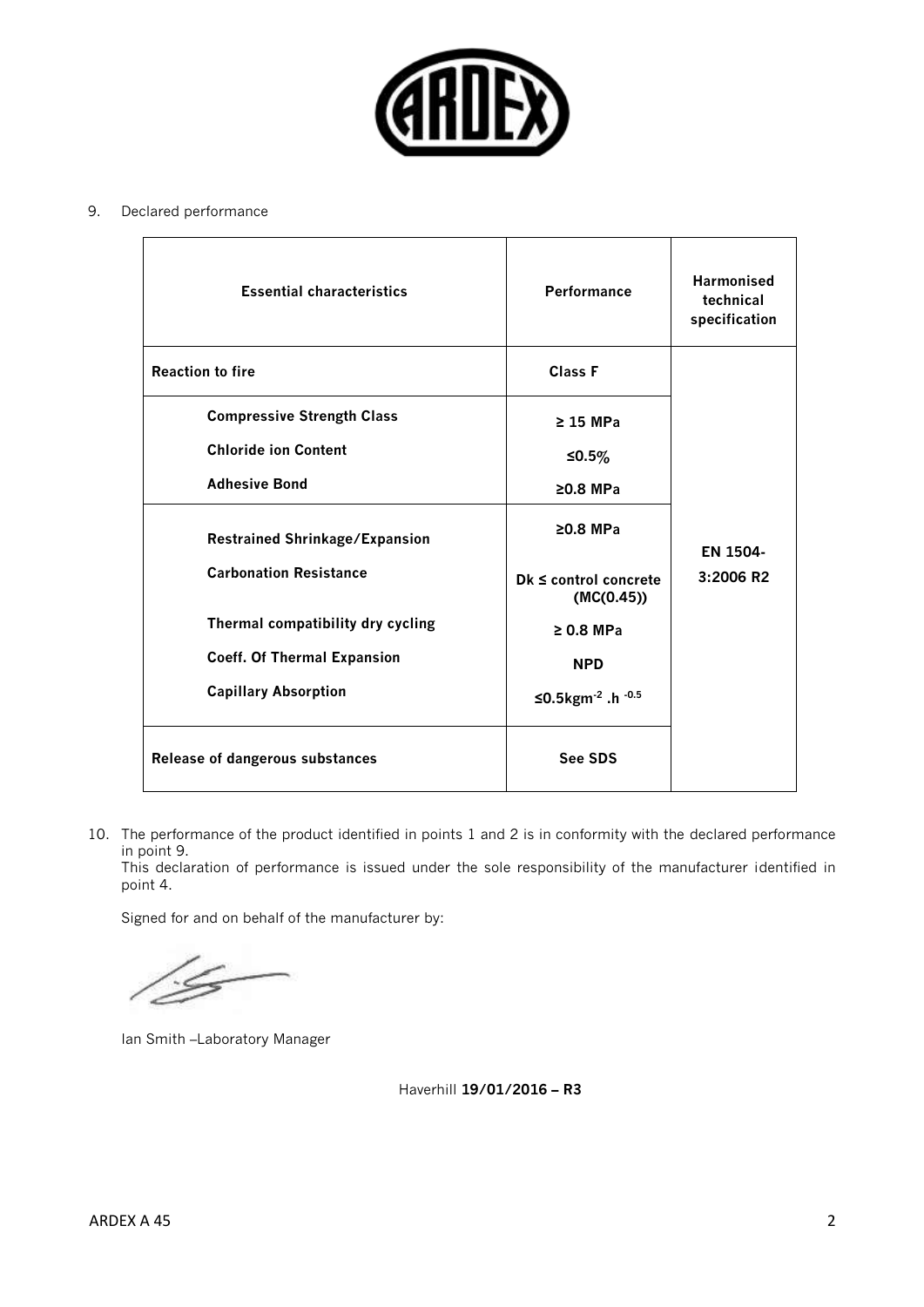9. Declared performance

| Essential characteristics | Performance | Harmonised technical specification |
|---|---|---|
| **Reaction to fire** | **Class F** | **EN 1504-3:2006 R2** |
| **Compressive Strength Class** | **≥ 15 MPa** | |
| **Chloride ion Content** | **≤0.5%** | |
| **Adhesive Bond** | **≥0.8 MPa** | |
| **Restrained Shrinkage/Expansion** | **≥0.8 MPa** | |
| **Carbonation Resistance** | **Dk ≤ control concrete (MC(0.45))** | |
| **Thermal compatibility dry cycling** | **≥ 0.8 MPa** | |
| **Coeff. Of Thermal Expansion** | **NPD** | |
| **Capillary Absorption** | **$\leq 0.5 kgm^{-2} .h^{-0.5}$** | |
| **Release of dangerous substances** | **See SDS** | |

10. The performance of the product identified in points 1 and 2 is in conformity with the declared performance in point 9.
This declaration of performance is issued under the sole responsibility of the manufacturer identified in point 4.

Signed for and on behalf of the manufacturer by:

Ian Smith –Laboratory Manager

Haverhill **19/01/2016 – R3**

ARDEX A 45